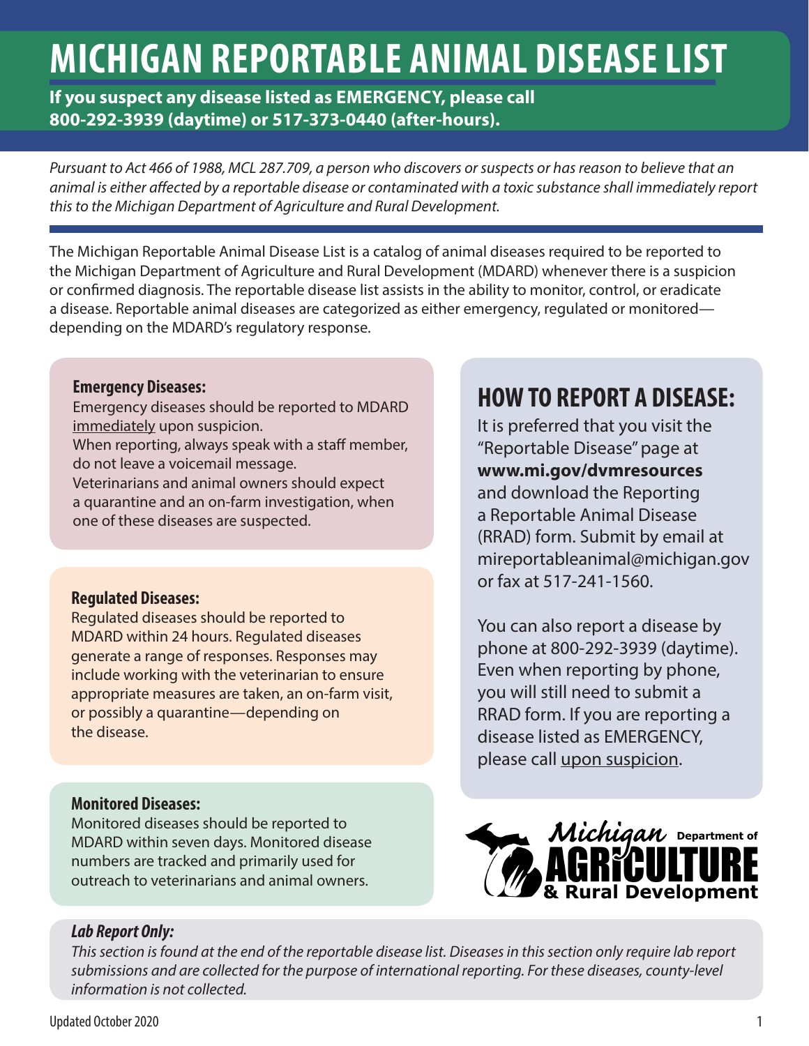# MICHIGAN REPORTABLE ANIMAL DISEASE LIST

**If you suspect any disease listed as EMERGENCY, please call 800-292-3939 (daytime) or 517-373-0440 (after-hours).**

*Pursuant to Act 466 of 1988, MCL 287.709, a person who discovers or suspects or has reason to believe that an animal is either affected by a reportable disease or contaminated with a toxic substance shall immediately report this to the Michigan Department of Agriculture and Rural Development.*

The Michigan Reportable Animal Disease List is a catalog of animal diseases required to be reported to the Michigan Department of Agriculture and Rural Development (MDARD) whenever there is a suspicion or confirmed diagnosis. The reportable disease list assists in the ability to monitor, control, or eradicate a disease. Reportable animal diseases are categorized as either emergency, regulated or monitored—depending on the MDARD's regulatory response.

**Emergency Diseases:**
Emergency diseases should be reported to MDARD immediately upon suspicion.
When reporting, always speak with a staff member, do not leave a voicemail message.
Veterinarians and animal owners should expect a quarantine and an on-farm investigation, when one of these diseases are suspected.

**Regulated Diseases:**
Regulated diseases should be reported to MDARD within 24 hours. Regulated diseases generate a range of responses. Responses may include working with the veterinarian to ensure appropriate measures are taken, an on-farm visit, or possibly a quarantine—depending on the disease.

**Monitored Diseases:**
Monitored diseases should be reported to MDARD within seven days. Monitored disease numbers are tracked and primarily used for outreach to veterinarians and animal owners.

## HOW TO REPORT A DISEASE:

It is preferred that you visit the "Reportable Disease" page at **www.mi.gov/dvmresources** and download the Reporting a Reportable Animal Disease (RRAD) form. Submit by email at mireportableanimal@michigan.gov or fax at 517-241-1560.

You can also report a disease by phone at 800-292-3939 (daytime). Even when reporting by phone, you will still need to submit a RRAD form. If you are reporting a disease listed as EMERGENCY, please call upon suspicion.

Michigan Department of Agriculture & Rural Development

***Lab Report Only:***
*This section is found at the end of the reportable disease list. Diseases in this section only require lab report submissions and are collected for the purpose of international reporting. For these diseases, county-level information is not collected.*

Updated October 2020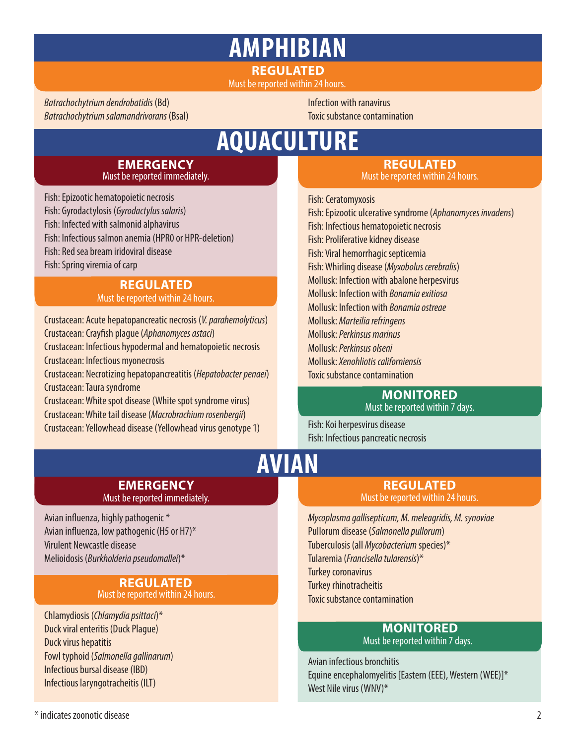# AMPHIBIAN

## REGULATED

Must be reported within 24 hours.

*Batrachochytrium dendrobatidis* (Bd)
*Batrachochytrium salamandrivorans* (Bsal)
Infection with ranavirus
Toxic substance contamination

# AQUACULTURE

## EMERGENCY

Must be reported immediately.

Fish: Epizootic hematopoietic necrosis
Fish: Gyrodactylosis (*Gyrodactylus salaris*)
Fish: Infected with salmonid alphavirus
Fish: Infectious salmon anemia (HPR0 or HPR-deletion)
Fish: Red sea bream iridoviral disease
Fish: Spring viremia of carp

## REGULATED

Must be reported within 24 hours.

Crustacean: Acute hepatopancreatic necrosis (*V. parahemolyticus*)
Crustacean: Crayfish plague (*Aphanomyces astaci*)
Crustacean: Infectious hypodermal and hematopoietic necrosis
Crustacean: Infectious myonecrosis
Crustacean: Necrotizing hepatopancreatitis (*Hepatobacter penaei*)
Crustacean: Taura syndrome
Crustacean: White spot disease (White spot syndrome virus)
Crustacean: White tail disease (*Macrobrachium rosenbergii*)
Crustacean: Yellowhead disease (Yellowhead virus genotype 1)

## REGULATED

Must be reported within 24 hours.

Fish: Ceratomyxosis
Fish: Epizootic ulcerative syndrome (*Aphanomyces invadens*)
Fish: Infectious hematopoietic necrosis
Fish: Proliferative kidney disease
Fish: Viral hemorrhagic septicemia
Fish: Whirling disease (*Myxobolus cerebralis*)
Mollusk: Infection with abalone herpesvirus
Mollusk: Infection with *Bonamia exitiosa*
Mollusk: Infection with *Bonamia ostreae*
Mollusk: *Marteilia refringens*
Mollusk: *Perkinsus marinus*
Mollusk: *Perkinsus olseni*
Mollusk: *Xenohliotis californiensis*
Toxic substance contamination

## MONITORED

Must be reported within 7 days.

Fish: Koi herpesvirus disease
Fish: Infectious pancreatic necrosis

# AVIAN

## EMERGENCY

Must be reported immediately.

Avian influenza, highly pathogenic *
Avian influenza, low pathogenic (H5 or H7)*
Virulent Newcastle disease
Melioidosis (*Burkholderia pseudomallei*)*

## REGULATED

Must be reported within 24 hours.

Chlamydiosis (*Chlamydia psittaci*)*
Duck viral enteritis (Duck Plague)
Duck virus hepatitis
Fowl typhoid (*Salmonella gallinarum*)
Infectious bursal disease (IBD)
Infectious laryngotracheitis (ILT)

## REGULATED

Must be reported within 24 hours.

*Mycoplasma gallisepticum, M. meleagridis, M. synoviae*
Pullorum disease (*Salmonella pullorum*)
Tuberculosis (all *Mycobacterium* species)*
Tularemia (*Francisella tularensis*)*
Turkey coronavirus
Turkey rhinotracheitis
Toxic substance contamination

## MONITORED

Must be reported within 7 days.

Avian infectious bronchitis
Equine encephalomyelitis [Eastern (EEE), Western (WEE)]*
West Nile virus (WNV)*

\* indicates zoonotic disease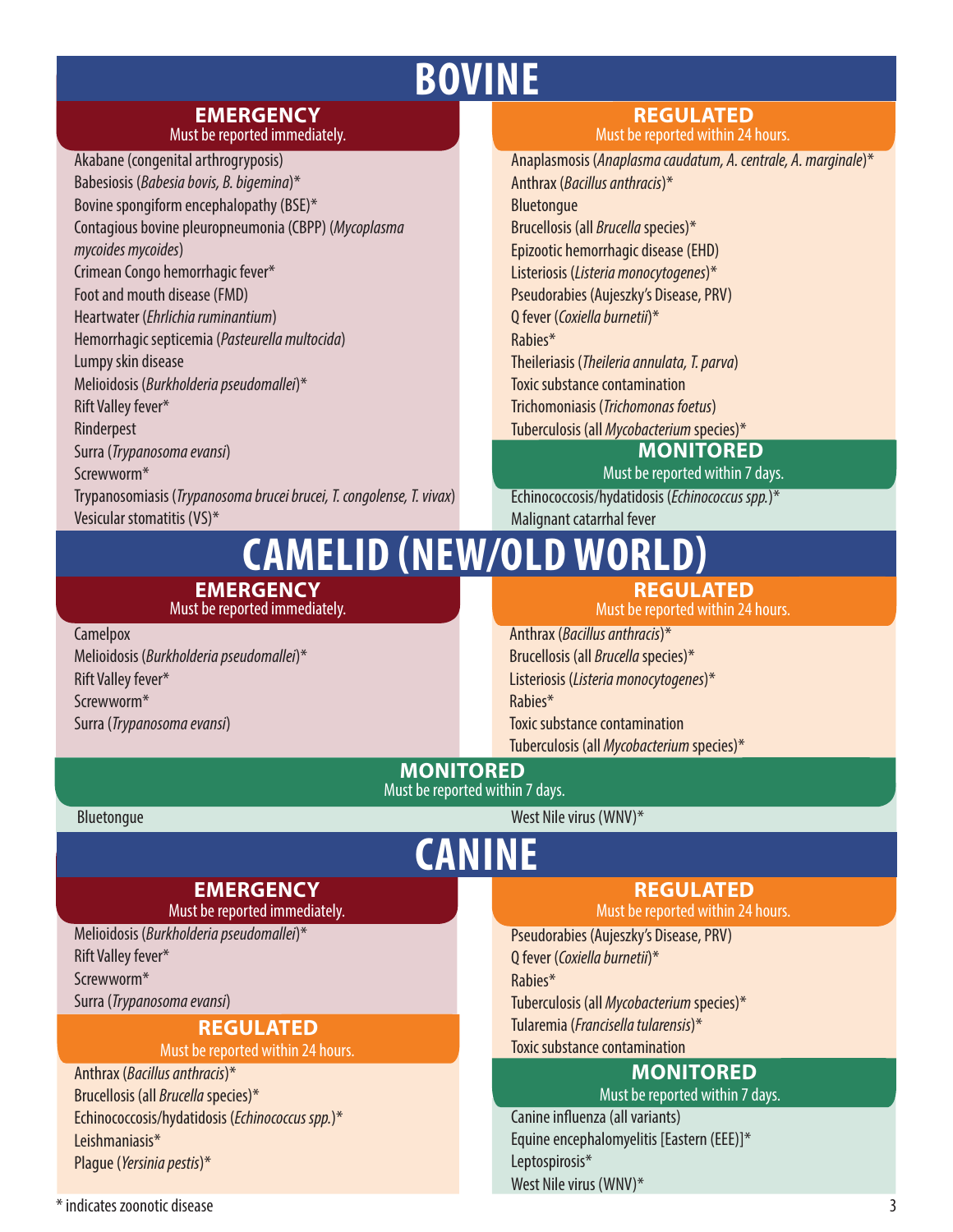# BOVINE

## EMERGENCY
Must be reported immediately.

- Akabane (congenital arthrogryposis)
- Babesiosis (*Babesia bovis, B. bigemina*)*
- Bovine spongiform encephalopathy (BSE)*
- Contagious bovine pleuropneumonia (CBPP) (*Mycoplasma mycoides mycoides*)
- Crimean Congo hemorrhagic fever*
- Foot and mouth disease (FMD)
- Heartwater (*Ehrlichia ruminantium*)
- Hemorrhagic septicemia (*Pasteurella multocida*)
- Lumpy skin disease
- Melioidosis (*Burkholderia pseudomallei*)*
- Rift Valley fever*
- Rinderpest
- Surra (*Trypanosoma evansi*)
- Screwworm*
- Trypanosomiasis (*Trypanosoma brucei brucei, T. congolense, T. vivax*)
- Vesicular stomatitis (VS)*

## REGULATED
Must be reported within 24 hours.

- Anaplasmosis (*Anaplasma caudatum, A. centrale, A. marginale*)*
- Anthrax (*Bacillus anthracis*)*
- Bluetongue
- Brucellosis (all *Brucella* species)*
- Epizootic hemorrhagic disease (EHD)
- Listeriosis (*Listeria monocytogenes*)*
- Pseudorabies (Aujeszky's Disease, PRV)
- Q fever (*Coxiella burnetii*)*
- Rabies*
- Theileriasis (*Theileria annulata, T. parva*)
- Toxic substance contamination
- Trichomoniasis (*Trichomonas foetus*)
- Tuberculosis (all *Mycobacterium* species)*

## MONITORED
Must be reported within 7 days.

- Echinococcosis/hydatidosis (*Echinococcus spp.*)*
- Malignant catarrhal fever

# CAMELID (NEW/OLD WORLD)

## EMERGENCY
Must be reported immediately.

- Camelpox
- Melioidosis (*Burkholderia pseudomallei*)*
- Rift Valley fever*
- Screwworm*
- Surra (*Trypanosoma evansi*)

## REGULATED
Must be reported within 24 hours.

- Anthrax (*Bacillus anthracis*)*
- Brucellosis (all *Brucella* species)*
- Listeriosis (*Listeria monocytogenes*)*
- Rabies*
- Toxic substance contamination
- Tuberculosis (all *Mycobacterium* species)*

## MONITORED
Must be reported within 7 days.

- Bluetongue
- West Nile virus (WNV)*

# CANINE

## EMERGENCY
Must be reported immediately.

- Melioidosis (*Burkholderia pseudomallei*)*
- Rift Valley fever*
- Screwworm*
- Surra (*Trypanosoma evansi*)

## REGULATED
Must be reported within 24 hours.

- Anthrax (*Bacillus anthracis*)*
- Brucellosis (all *Brucella* species)*
- Echinococcosis/hydatidosis (*Echinococcus spp.*)*
- Leishmaniasis*
- Plague (*Yersinia pestis*)*
- Pseudorabies (Aujeszky's Disease, PRV)
- Q fever (*Coxiella burnetii*)*
- Rabies*
- Tuberculosis (all *Mycobacterium* species)*
- Tularemia (*Francisella tularensis*)*
- Toxic substance contamination

## MONITORED
Must be reported within 7 days.

- Canine influenza (all variants)
- Equine encephalomyelitis [Eastern (EEE)]*
- Leptospirosis*
- West Nile virus (WNV)*

\* indicates zoonotic disease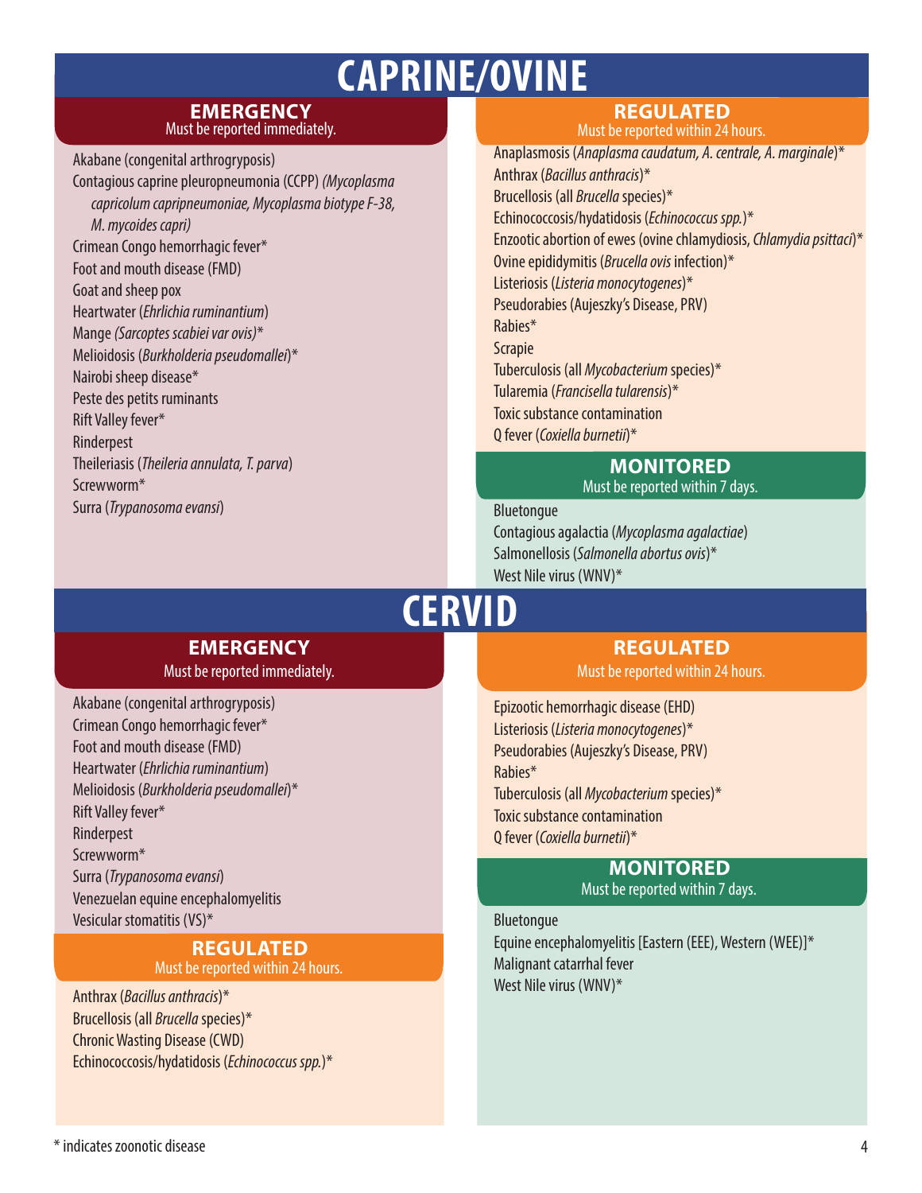# CAPRINE/OVINE

## EMERGENCY

Must be reported immediately.

- Akabane (congenital arthrogryposis)
- Contagious caprine pleuropneumonia (CCPP) *(Mycoplasma capricolum capripneumoniae, Mycoplasma biotype F-38, M. mycoides capri)*
- Crimean Congo hemorrhagic fever*
- Foot and mouth disease (FMD)
- Goat and sheep pox
- Heartwater (*Ehrlichia ruminantium*)
- Mange *(Sarcoptes scabiei var ovis)**
- Melioidosis (*Burkholderia pseudomallei*)*
- Nairobi sheep disease*
- Peste des petits ruminants
- Rift Valley fever*
- Rinderpest
- Theileriasis (*Theileria annulata, T. parva*)
- Screwworm*
- Surra (*Trypanosoma evansi*)

## REGULATED

Must be reported within 24 hours.

- Anaplasmosis (*Anaplasma caudatum, A. centrale, A. marginale*)*
- Anthrax (*Bacillus anthracis*)*
- Brucellosis (all *Brucella* species)*
- Echinococcosis/hydatidosis (*Echinococcus spp.*)*
- Enzootic abortion of ewes (ovine chlamydiosis, *Chlamydia psittaci*)*
- Ovine epididymitis (*Brucella ovis* infection)*
- Listeriosis (*Listeria monocytogenes*)*
- Pseudorabies (Aujeszky's Disease, PRV)
- Rabies*
- Scrapie
- Tuberculosis (all *Mycobacterium* species)*
- Tularemia (*Francisella tularensis*)*
- Toxic substance contamination
- Q fever (*Coxiella burnetii*)*

## MONITORED

Must be reported within 7 days.

- Bluetongue
- Contagious agalactia (*Mycoplasma agalactiae*)
- Salmonellosis (*Salmonella abortus ovis*)*
- West Nile virus (WNV)*

# CERVID

## EMERGENCY

Must be reported immediately.

- Akabane (congenital arthrogryposis)
- Crimean Congo hemorrhagic fever*
- Foot and mouth disease (FMD)
- Heartwater (*Ehrlichia ruminantium*)
- Melioidosis (*Burkholderia pseudomallei*)*
- Rift Valley fever*
- Rinderpest
- Screwworm*
- Surra (*Trypanosoma evansi*)
- Venezuelan equine encephalomyelitis
- Vesicular stomatitis (VS)*

## REGULATED

Must be reported within 24 hours.

- Anthrax (*Bacillus anthracis*)*
- Brucellosis (all *Brucella* species)*
- Chronic Wasting Disease (CWD)
- Echinococcosis/hydatidosis (*Echinococcus spp.*)*
- Epizootic hemorrhagic disease (EHD)
- Listeriosis (*Listeria monocytogenes*)*
- Pseudorabies (Aujeszky's Disease, PRV)
- Rabies*
- Tuberculosis (all *Mycobacterium* species)*
- Toxic substance contamination
- Q fever (*Coxiella burnetii*)*

## MONITORED

Must be reported within 7 days.

- Bluetongue
- Equine encephalomyelitis [Eastern (EEE), Western (WEE)]*
- Malignant catarrhal fever
- West Nile virus (WNV)*

* indicates zoonotic disease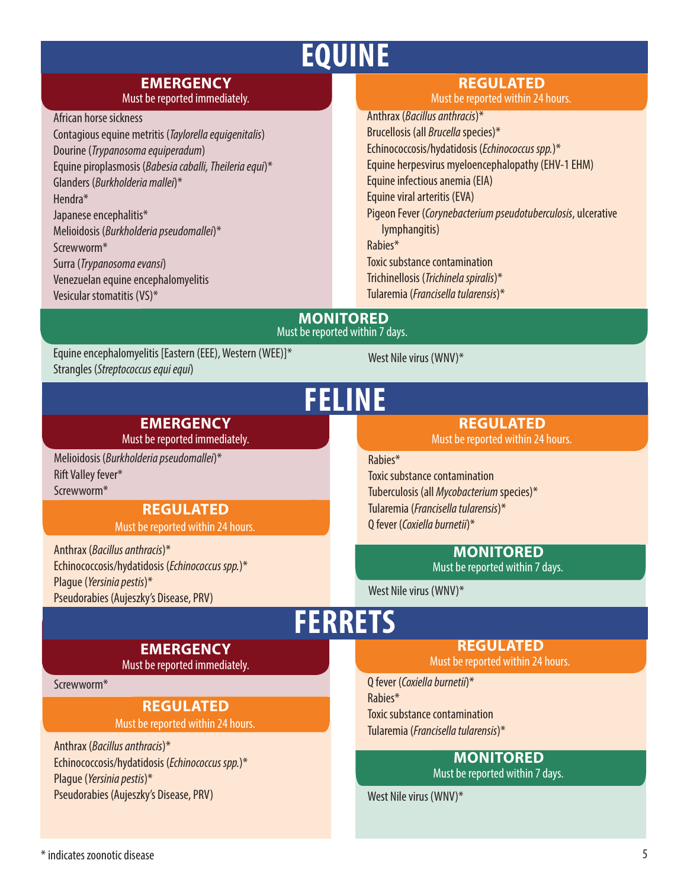# EQUINE

## EMERGENCY
Must be reported immediately.

- African horse sickness
- Contagious equine metritis (*Taylorella equigenitalis*)
- Dourine (*Trypanosoma equiperadum*)
- Equine piroplasmosis (*Babesia caballi, Theileria equi*)*
- Glanders (*Burkholderia mallei*)*
- Hendra*
- Japanese encephalitis*
- Melioidosis (*Burkholderia pseudomallei*)*
- Screwworm*
- Surra (*Trypanosoma evansi*)
- Venezuelan equine encephalomyelitis
- Vesicular stomatitis (VS)*

## REGULATED
Must be reported within 24 hours.

- Anthrax (*Bacillus anthracis*)*
- Brucellosis (all *Brucella* species)*
- Echinococcosis/hydatidosis (*Echinococcus spp.*)*
- Equine herpesvirus myeloencephalopathy (EHV-1 EHM)
- Equine infectious anemia (EIA)
- Equine viral arteritis (EVA)
- Pigeon Fever (*Corynebacterium pseudotuberculosis*, ulcerative lymphangitis)
- Rabies*
- Toxic substance contamination
- Trichinellosis (*Trichinela spiralis*)*
- Tularemia (*Francisella tularensis*)*

## MONITORED
Must be reported within 7 days.

- Equine encephalomyelitis [Eastern (EEE), Western (WEE)]*
- Strangles (*Streptococcus equi equi*)
- West Nile virus (WNV)*

# FELINE

## EMERGENCY
Must be reported immediately.

- Melioidosis (*Burkholderia pseudomallei*)*
- Rift Valley fever*
- Screwworm*

## REGULATED
Must be reported within 24 hours.

- Anthrax (*Bacillus anthracis*)*
- Echinococcosis/hydatidosis (*Echinococcus spp.*)*
- Plague (*Yersinia pestis*)*
- Pseudorabies (Aujeszky's Disease, PRV)
- Rabies*
- Toxic substance contamination
- Tuberculosis (all *Mycobacterium* species)*
- Tularemia (*Francisella tularensis*)*
- Q fever (*Coxiella burnetii*)*

## MONITORED
Must be reported within 7 days.

- West Nile virus (WNV)*

# FERRETS

## EMERGENCY
Must be reported immediately.

- Screwworm*

## REGULATED
Must be reported within 24 hours.

- Anthrax (*Bacillus anthracis*)*
- Echinococcosis/hydatidosis (*Echinococcus spp.*)*
- Plague (*Yersinia pestis*)*
- Pseudorabies (Aujeszky's Disease, PRV)
- Q fever (*Coxiella burnetii*)*
- Rabies*
- Toxic substance contamination
- Tularemia (*Francisella tularensis*)*

## MONITORED
Must be reported within 7 days.

- West Nile virus (WNV)*

\* indicates zoonotic disease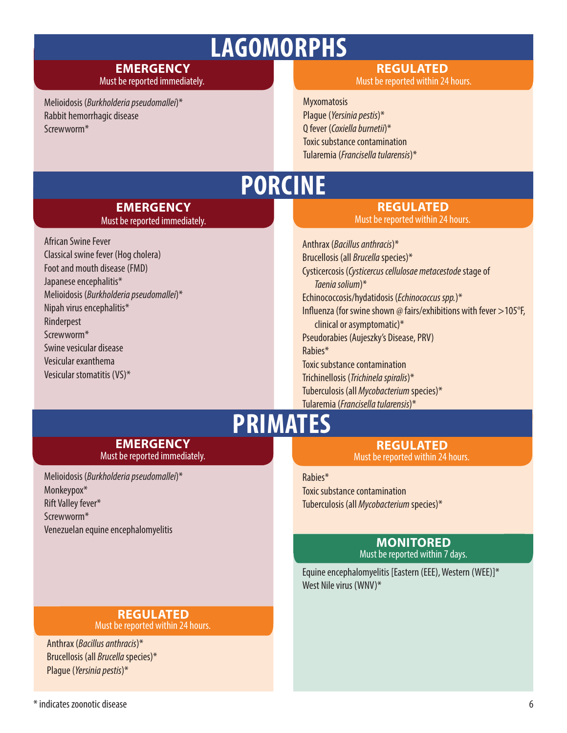# LAGOMORPHS

### EMERGENCY
Must be reported immediately.

- Melioidosis (*Burkholderia pseudomallei*)*
- Rabbit hemorrhagic disease
- Screwworm*

### REGULATED
Must be reported within 24 hours.

- Myxomatosis
- Plague (*Yersinia pestis*)*
- Q fever (*Coxiella burnetii*)*
- Toxic substance contamination
- Tularemia (*Francisella tularensis*)*

# PORCINE

### EMERGENCY
Must be reported immediately.

- African Swine Fever
- Classical swine fever (Hog cholera)
- Foot and mouth disease (FMD)
- Japanese encephalitis*
- Melioidosis (*Burkholderia pseudomallei*)*
- Nipah virus encephalitis*
- Rinderpest
- Screwworm*
- Swine vesicular disease
- Vesicular exanthema
- Vesicular stomatitis (VS)*

### REGULATED
Must be reported within 24 hours.

- Anthrax (*Bacillus anthracis*)*
- Brucellosis (all *Brucella* species)*
- Cysticercosis (*Cysticercus cellulosae metacestode* stage of *Taenia solium*)*
- Echinococcosis/hydatidosis (*Echinococcus spp.*)*
- Influenza (for swine shown @ fairs/exhibitions with fever >105°F, clinical or asymptomatic)*
- Pseudorabies (Aujeszky's Disease, PRV)
- Rabies*
- Toxic substance contamination
- Trichinellosis (*Trichinela spiralis*)*
- Tuberculosis (all *Mycobacterium* species)*
- Tularemia (*Francisella tularensis*)*

# PRIMATES

### EMERGENCY
Must be reported immediately.

- Melioidosis (*Burkholderia pseudomallei*)*
- Monkeypox*
- Rift Valley fever*
- Screwworm*
- Venezuelan equine encephalomyelitis

### REGULATED
Must be reported within 24 hours.

- Anthrax (*Bacillus anthracis*)*
- Brucellosis (all *Brucella* species)*
- Plague (*Yersinia pestis*)*
- Rabies*
- Toxic substance contamination
- Tuberculosis (all *Mycobacterium* species)*

### MONITORED
Must be reported within 7 days.

- Equine encephalomyelitis [Eastern (EEE), Western (WEE)]*
- West Nile virus (WNV)*

* indicates zoonotic disease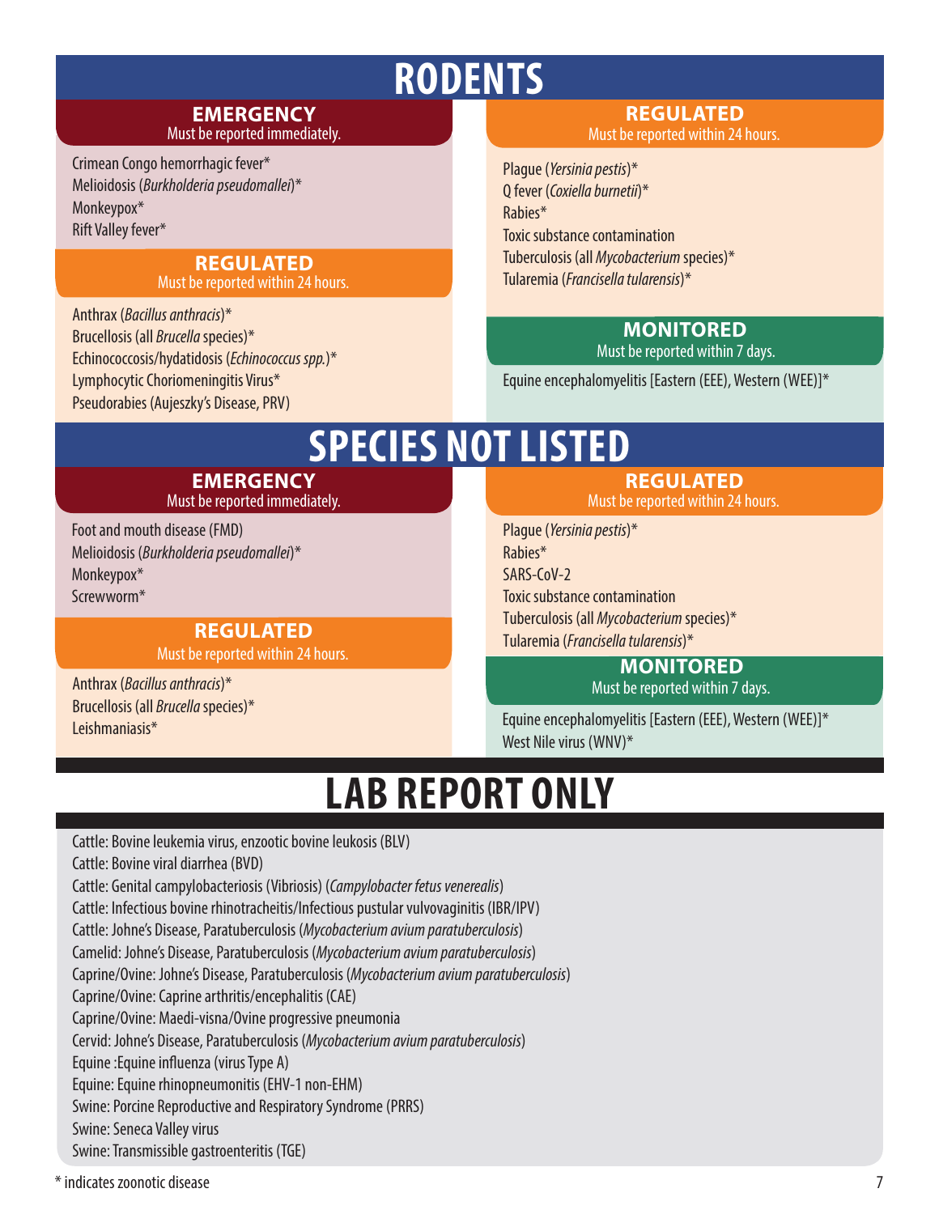# RODENTS

### EMERGENCY
Must be reported immediately.

- Crimean Congo hemorrhagic fever*
- Melioidosis (*Burkholderia pseudomallei*)*
- Monkeypox*
- Rift Valley fever*

### REGULATED
Must be reported within 24 hours.

- Anthrax (*Bacillus anthracis*)*
- Brucellosis (all *Brucella* species)*
- Echinococcosis/hydatidosis (*Echinococcus spp.*)*
- Lymphocytic Choriomeningitis Virus*
- Pseudorabies (Aujeszky's Disease, PRV)
- Plague (*Yersinia pestis*)*
- Q fever (*Coxiella burnetii*)*
- Rabies*
- Toxic substance contamination
- Tuberculosis (all *Mycobacterium* species)*
- Tularemia (*Francisella tularensis*)*

### MONITORED
Must be reported within 7 days.

- Equine encephalomyelitis [Eastern (EEE), Western (WEE)]*

# SPECIES NOT LISTED

### EMERGENCY
Must be reported immediately.

- Foot and mouth disease (FMD)
- Melioidosis (*Burkholderia pseudomallei*)*
- Monkeypox*
- Screwworm*

### REGULATED
Must be reported within 24 hours.

- Anthrax (*Bacillus anthracis*)*
- Brucellosis (all *Brucella* species)*
- Leishmaniasis*
- Plague (*Yersinia pestis*)*
- Rabies*
- SARS-CoV-2
- Toxic substance contamination
- Tuberculosis (all *Mycobacterium* species)*
- Tularemia (*Francisella tularensis*)*

### MONITORED
Must be reported within 7 days.

- Equine encephalomyelitis [Eastern (EEE), Western (WEE)]*
- West Nile virus (WNV)*

# LAB REPORT ONLY

- Cattle: Bovine leukemia virus, enzootic bovine leukosis (BLV)
- Cattle: Bovine viral diarrhea (BVD)
- Cattle: Genital campylobacteriosis (Vibriosis) (*Campylobacter fetus venerealis*)
- Cattle: Infectious bovine rhinotracheitis/Infectious pustular vulvovaginitis (IBR/IPV)
- Cattle: Johne's Disease, Paratuberculosis (*Mycobacterium avium paratuberculosis*)
- Camelid: Johne's Disease, Paratuberculosis (*Mycobacterium avium paratuberculosis*)
- Caprine/Ovine: Johne's Disease, Paratuberculosis (*Mycobacterium avium paratuberculosis*)
- Caprine/Ovine: Caprine arthritis/encephalitis (CAE)
- Caprine/Ovine: Maedi-visna/Ovine progressive pneumonia
- Cervid: Johne's Disease, Paratuberculosis (*Mycobacterium avium paratuberculosis*)
- Equine :Equine influenza (virus Type A)
- Equine: Equine rhinopneumonitis (EHV-1 non-EHM)
- Swine: Porcine Reproductive and Respiratory Syndrome (PRRS)
- Swine: Seneca Valley virus
- Swine: Transmissible gastroenteritis (TGE)

\* indicates zoonotic disease